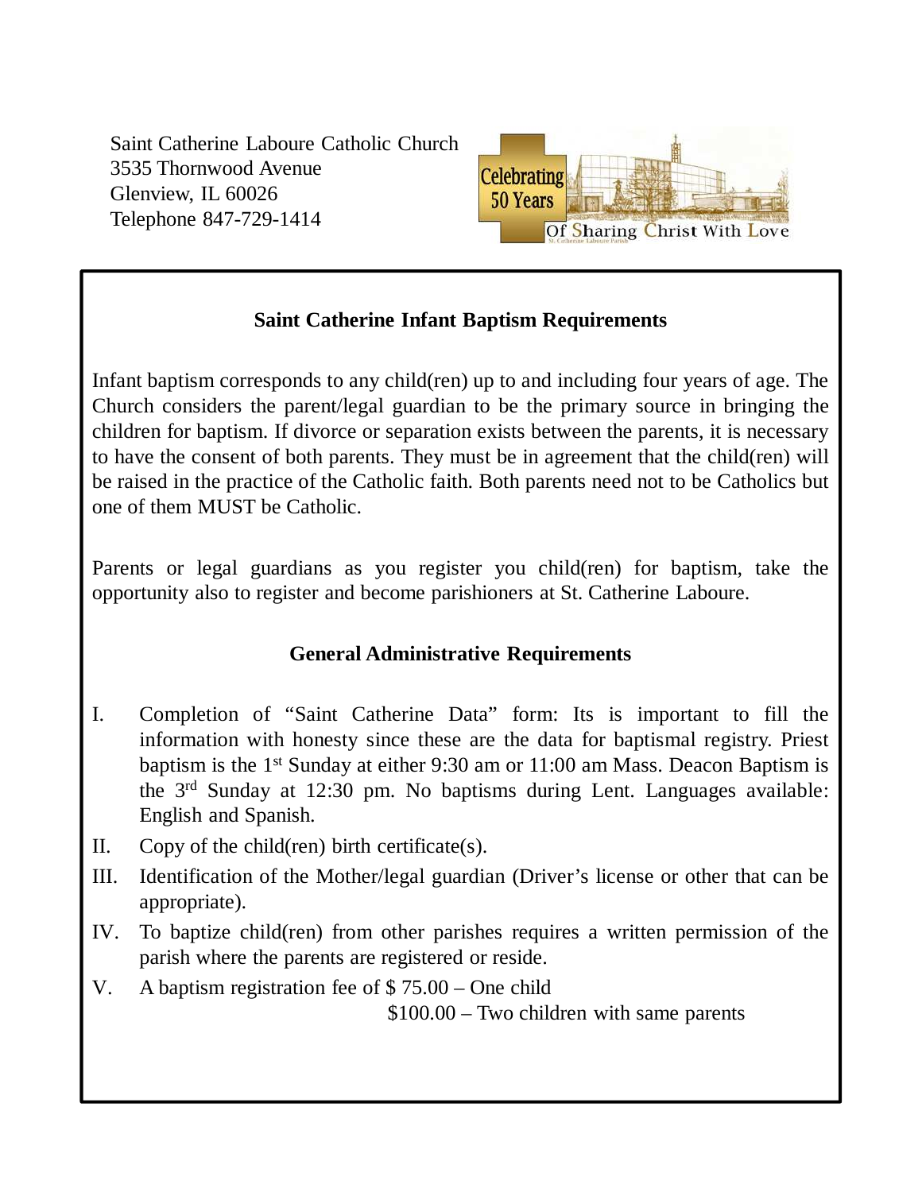Saint Catherine Laboure Catholic Church
3535 Thornwood Avenue
Glenview, IL 60026
Telephone 847-729-1414

Celebrating 50 Years Of Sharing Christ With Love

## Saint Catherine Infant Baptism Requirements

Infant baptism corresponds to any child(ren) up to and including four years of age. The Church considers the parent/legal guardian to be the primary source in bringing the children for baptism. If divorce or separation exists between the parents, it is necessary to have the consent of both parents. They must be in agreement that the child(ren) will be raised in the practice of the Catholic faith. Both parents need not to be Catholics but one of them MUST be Catholic.

Parents or legal guardians as you register you child(ren) for baptism, take the opportunity also to register and become parishioners at St. Catherine Laboure.

## General Administrative Requirements

I. Completion of "Saint Catherine Data" form: Its is important to fill the information with honesty since these are the data for baptismal registry. Priest baptism is the 1st Sunday at either 9:30 am or 11:00 am Mass. Deacon Baptism is the 3rd Sunday at 12:30 pm. No baptisms during Lent. Languages available: English and Spanish.

II. Copy of the child(ren) birth certificate(s).

III. Identification of the Mother/legal guardian (Driver's license or other that can be appropriate).

IV. To baptize child(ren) from other parishes requires a written permission of the parish where the parents are registered or reside.

V. A baptism registration fee of $ 75.00 – One child
$100.00 – Two children with same parents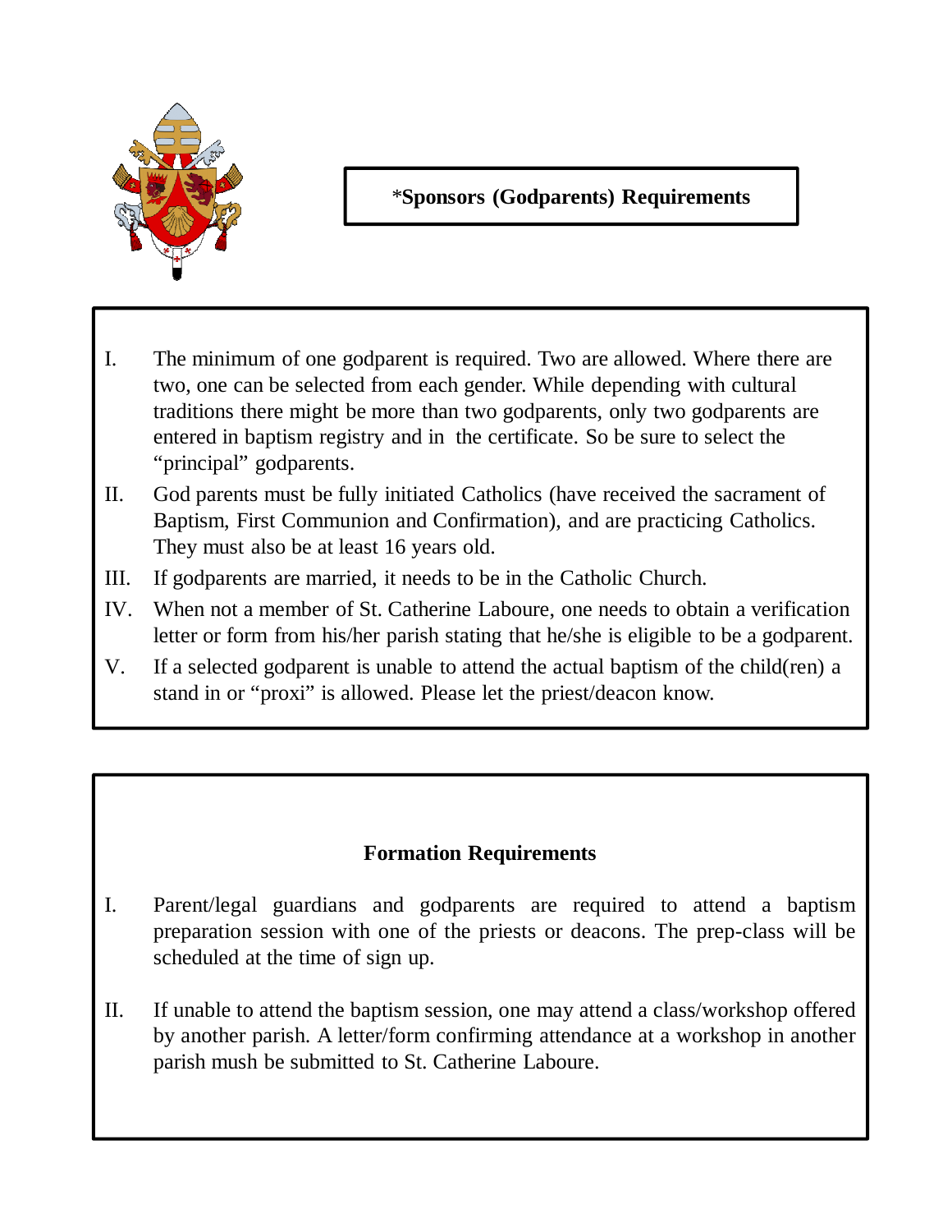## *Sponsors (Godparents) Requirements

I. The minimum of one godparent is required. Two are allowed. Where there are two, one can be selected from each gender. While depending with cultural traditions there might be more than two godparents, only two godparents are entered in baptism registry and in the certificate. So be sure to select the "principal" godparents.

II. God parents must be fully initiated Catholics (have received the sacrament of Baptism, First Communion and Confirmation), and are practicing Catholics. They must also be at least 16 years old.

III. If godparents are married, it needs to be in the Catholic Church.

IV. When not a member of St. Catherine Laboure, one needs to obtain a verification letter or form from his/her parish stating that he/she is eligible to be a godparent.

V. If a selected godparent is unable to attend the actual baptism of the child(ren) a stand in or "proxi" is allowed. Please let the priest/deacon know.

## Formation Requirements

I. Parent/legal guardians and godparents are required to attend a baptism preparation session with one of the priests or deacons. The prep-class will be scheduled at the time of sign up.

II. If unable to attend the baptism session, one may attend a class/workshop offered by another parish. A letter/form confirming attendance at a workshop in another parish mush be submitted to St. Catherine Laboure.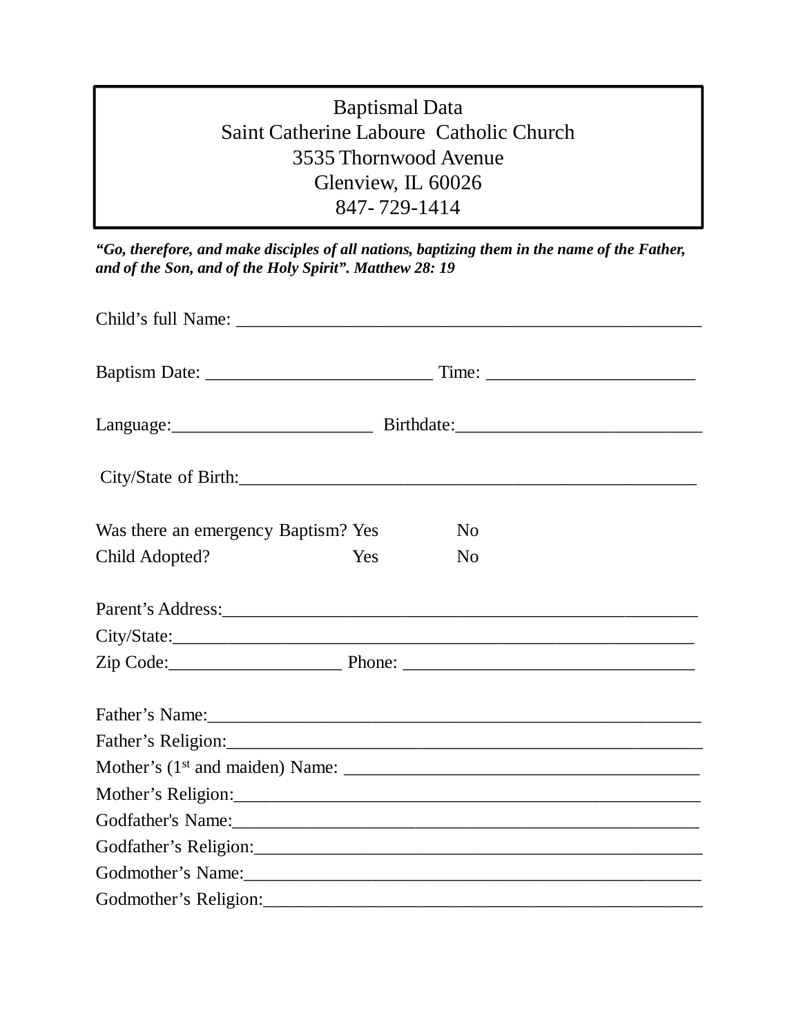Baptismal Data
Saint Catherine Laboure Catholic Church
3535 Thornwood Avenue
Glenview, IL 60026
847- 729-1414

***"Go, therefore, and make disciples of all nations, baptizing them in the name of the Father, and of the Son, and of the Holy Spirit". Matthew 28: 19***

Child's full Name: ____________________________________________________

Baptism Date: ________________________ Time: ______________________

Language:______________________ Birthdate:___________________________

City/State of Birth:_____________________________________________________

Was there an emergency Baptism? Yes No
Child Adopted? Yes No

Parent's Address:_____________________________________________________
City/State:__________________________________________________________
Zip Code:__________________ Phone: _______________________________

Father's Name:_______________________________________________________
Father's Religion:_____________________________________________________
Mother's (1st and maiden) Name: _______________________________________
Mother's Religion:____________________________________________________
Godfather's Name:____________________________________________________
Godfather's Religion:__________________________________________________
Godmother's Name:___________________________________________________
Godmother's Religion:_________________________________________________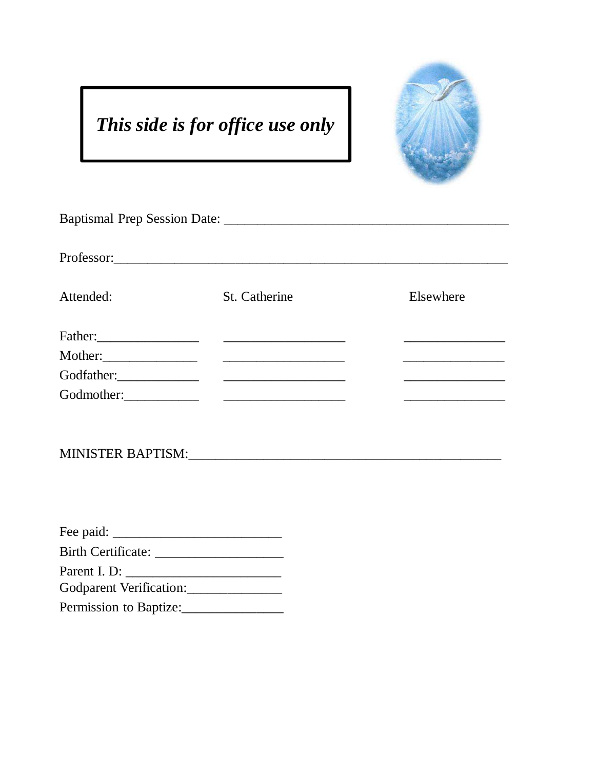***This side is for office use only***

Baptismal Prep Session Date: ___________________________________________

Professor:____________________________________________________________

| Attended: | St. Catherine | Elsewhere |
|---|---|---|
| Father:_______________ | __________________ | _______________ |
| Mother:______________ | __________________ | _______________ |
| Godfather:____________ | __________________ | _______________ |
| Godmother:___________ | __________________ | _______________ |

MINISTER BAPTISM:_______________________________________________

Fee paid: _________________________

Birth Certificate: ___________________

Parent I. D: _______________________

Godparent Verification:______________

Permission to Baptize:_______________